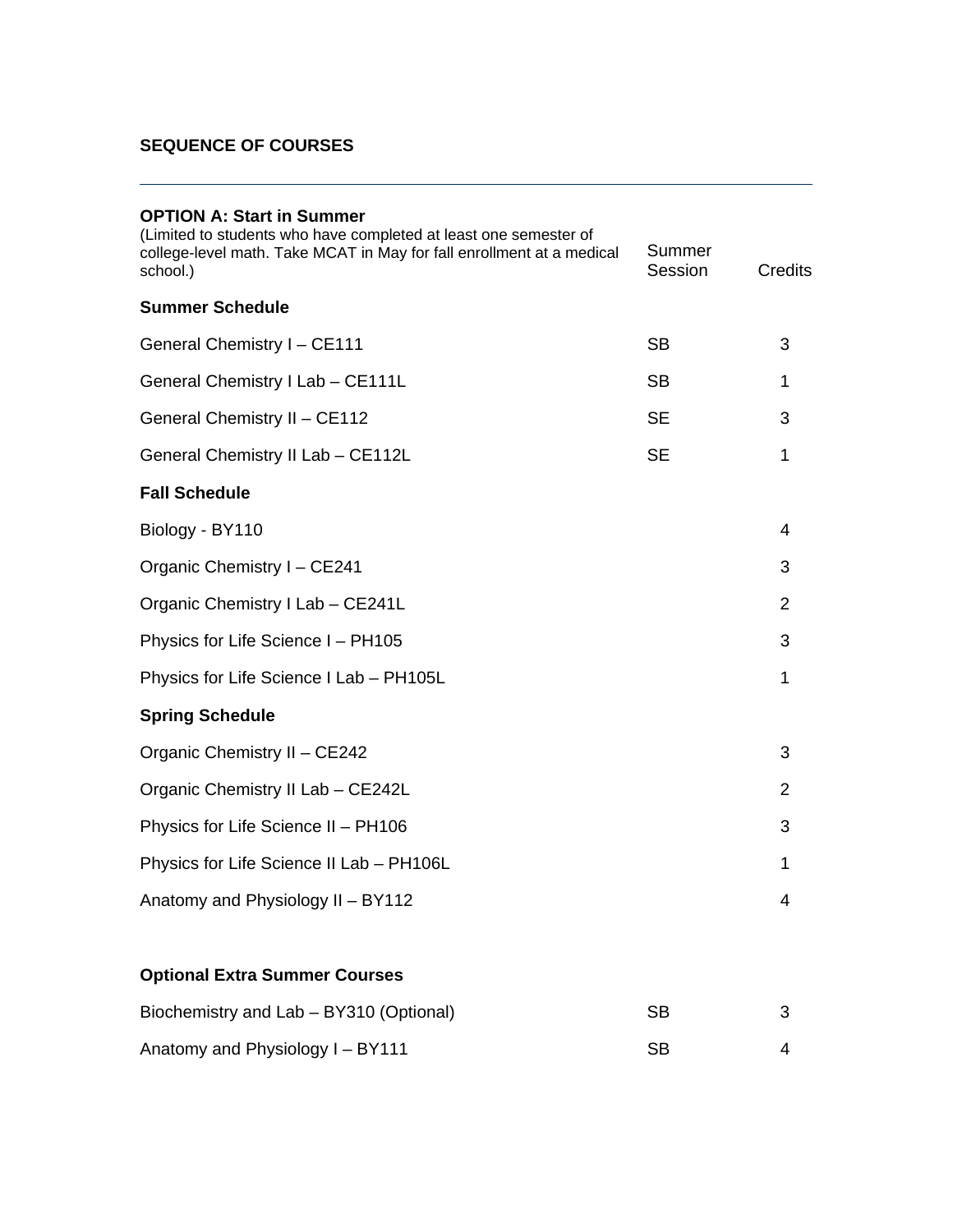## SEQUENCE OF COURSES

---

### OPTION A: Start in Summer

(Limited to students who have completed at least one semester of college-level math. Take MCAT in May for fall enrollment at a medical school.)

| | Summer Session | Credits |
|---|---|---|
| **Summer Schedule** | | |
| General Chemistry I – CE111 | SB | 3 |
| General Chemistry I Lab – CE111L | SB | 1 |
| General Chemistry II – CE112 | SE | 3 |
| General Chemistry II Lab – CE112L | SE | 1 |
| **Fall Schedule** | | |
| Biology - BY110 | | 4 |
| Organic Chemistry I – CE241 | | 3 |
| Organic Chemistry I Lab – CE241L | | 2 |
| Physics for Life Science I – PH105 | | 3 |
| Physics for Life Science I Lab – PH105L | | 1 |
| **Spring Schedule** | | |
| Organic Chemistry II – CE242 | | 3 |
| Organic Chemistry II Lab – CE242L | | 2 |
| Physics for Life Science II – PH106 | | 3 |
| Physics for Life Science II Lab – PH106L | | 1 |
| Anatomy and Physiology II – BY112 | | 4 |
| | | |
| **Optional Extra Summer Courses** | | |
| Biochemistry and Lab – BY310 (Optional) | SB | 3 |
| Anatomy and Physiology I – BY111 | SB | 4 |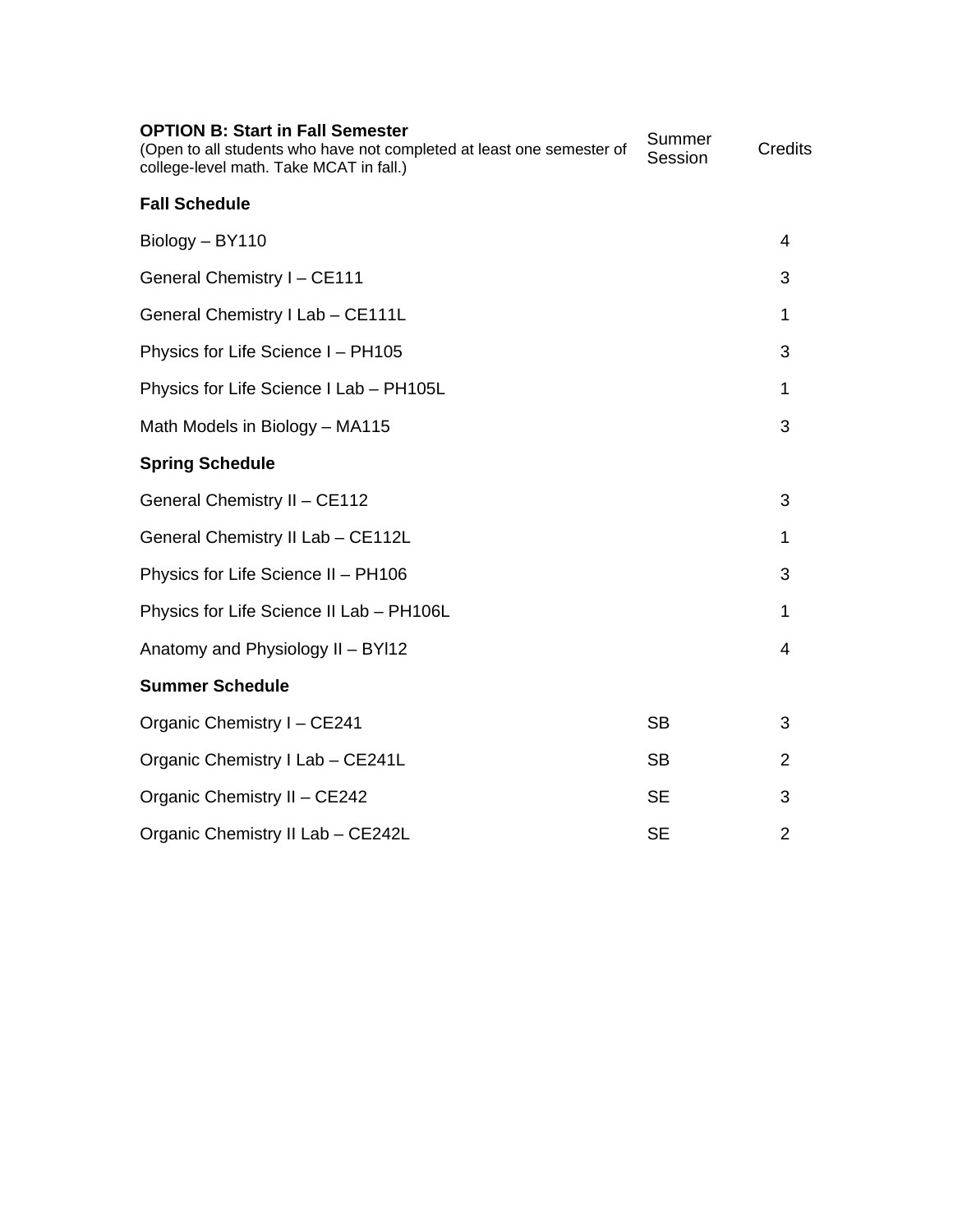| OPTION B: Start in Fall Semester<br>(Open to all students who have not completed at least one semester of college-level math. Take MCAT in fall.) | Summer Session | Credits |
|---|---|---|
| **Fall Schedule** | | |
| Biology – BY110 | | 4 |
| General Chemistry I – CE111 | | 3 |
| General Chemistry I Lab – CE111L | | 1 |
| Physics for Life Science I – PH105 | | 3 |
| Physics for Life Science I Lab – PH105L | | 1 |
| Math Models in Biology – MA115 | | 3 |
| **Spring Schedule** | | |
| General Chemistry II – CE112 | | 3 |
| General Chemistry II Lab – CE112L | | 1 |
| Physics for Life Science II – PH106 | | 3 |
| Physics for Life Science II Lab – PH106L | | 1 |
| Anatomy and Physiology II – BYl12 | | 4 |
| **Summer Schedule** | | |
| Organic Chemistry I – CE241 | SB | 3 |
| Organic Chemistry I Lab – CE241L | SB | 2 |
| Organic Chemistry II – CE242 | SE | 3 |
| Organic Chemistry II Lab – CE242L | SE | 2 |